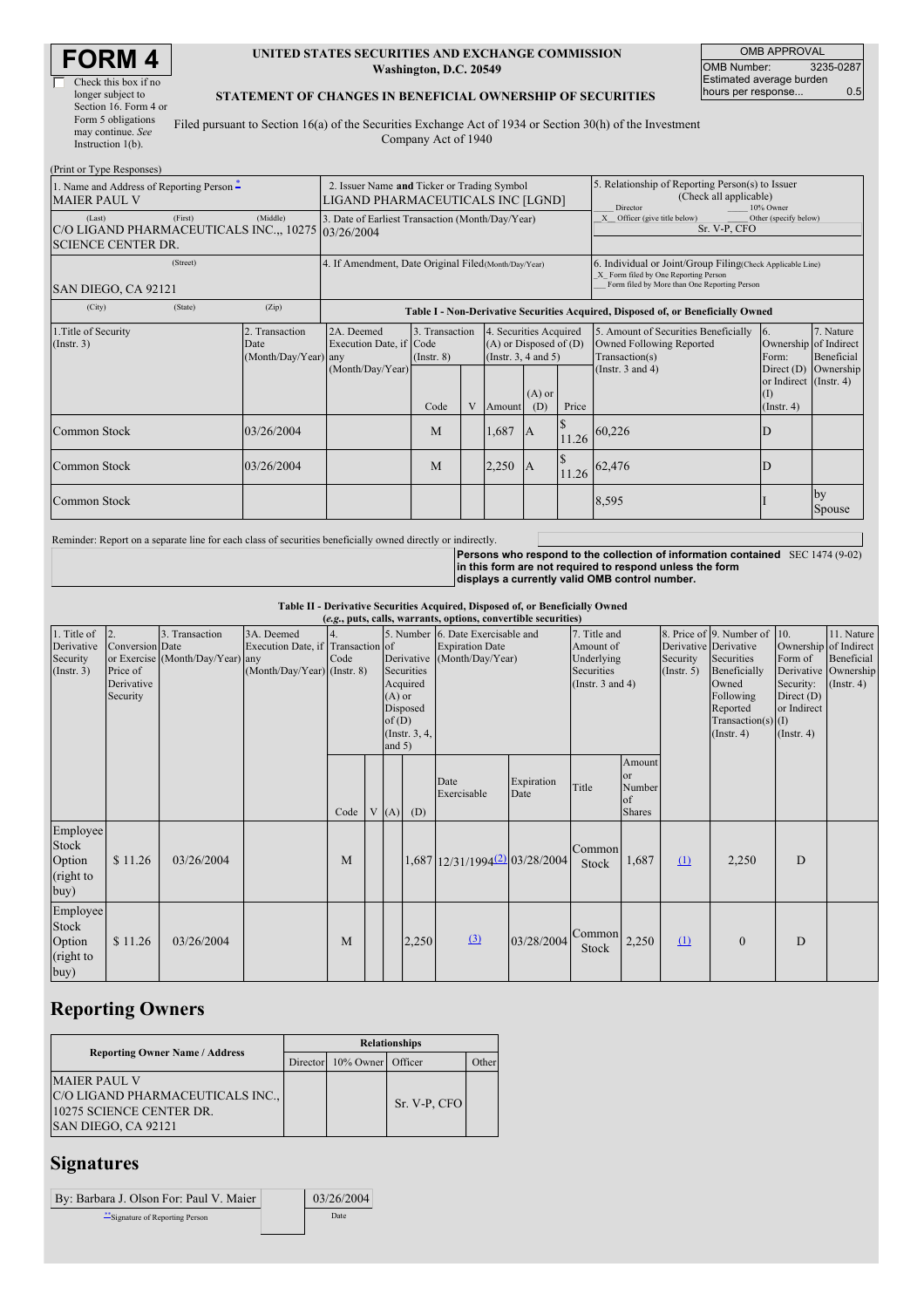# FORM 4

☐ Check this box if no longer subject to Section 16. Form 4 or Form 5 obligations may continue. *See* Instruction 1(b).

**UNITED STATES SECURITIES AND EXCHANGE COMMISSION**
**Washington, D.C. 20549**

**STATEMENT OF CHANGES IN BENEFICIAL OWNERSHIP OF SECURITIES**

Filed pursuant to Section 16(a) of the Securities Exchange Act of 1934 or Section 30(h) of the Investment Company Act of 1940

| OMB APPROVAL | |
|---|---|
| OMB Number: | 3235-0287 |
| Estimated average burden hours per response... | 0.5 |

(Print or Type Responses)

| 1. Name and Address of Reporting Person * | 2. Issuer Name and Ticker or Trading Symbol | 5. Relationship of Reporting Person(s) to Issuer (Check all applicable) |
|---|---|---|
| MAIER PAUL V | LIGAND PHARMACEUTICALS INC [LGND] | ___ Director ___ 10% Owner _X_ Officer (give title below) ___ Other (specify below) Sr. V-P, CFO |
| (Last) (First) (Middle) C/O LIGAND PHARMACEUTICALS INC.,, 10275 SCIENCE CENTER DR. | 3. Date of Earliest Transaction (Month/Day/Year) 03/26/2004 | |
| (Street) SAN DIEGO, CA 92121 | 4. If Amendment, Date Original Filed(Month/Day/Year) | 6. Individual or Joint/Group Filing(Check Applicable Line) _X_ Form filed by One Reporting Person ___ Form filed by More than One Reporting Person |
| (City) (State) (Zip) | | |

**Table I - Non-Derivative Securities Acquired, Disposed of, or Beneficially Owned**

| 1.Title of Security (Instr. 3) | 2. Transaction Date (Month/Day/Year) | 2A. Deemed Execution Date, if any (Month/Day/Year) | 3. Transaction Code (Instr. 8) | | 4. Securities Acquired (A) or Disposed of (D) (Instr. 3, 4 and 5) | | | 5. Amount of Securities Beneficially Owned Following Reported Transaction(s) (Instr. 3 and 4) | 6. Ownership Form: Direct (D) or Indirect (I) (Instr. 4) | 7. Nature of Indirect Beneficial Ownership (Instr. 4) |
|---|---|---|---|---|---|---|---|---|---|---|
| | | | Code | V | Amount | (A) or (D) | Price | | | |
| Common Stock | 03/26/2004 | | M | | 1,687 | A | $ 11.26 | 60,226 | D | |
| Common Stock | 03/26/2004 | | M | | 2,250 | A | $ 11.26 | 62,476 | D | |
| Common Stock | | | | | | | | 8,595 | I | by Spouse |

Reminder: Report on a separate line for each class of securities beneficially owned directly or indirectly.

**Persons who respond to the collection of information contained in this form are not required to respond unless the form displays a currently valid OMB control number.** SEC 1474 (9-02)

**Table II - Derivative Securities Acquired, Disposed of, or Beneficially Owned**
***(e.g., puts, calls, warrants, options, convertible securities)***

| 1. Title of Derivative Security (Instr. 3) | 2. Conversion or Exercise Price of Derivative Security | 3. Transaction Date (Month/Day/Year) | 3A. Deemed Execution Date, if any (Month/Day/Year) | 4. Transaction Code (Instr. 8) | | 5. Number of Derivative Securities Acquired (A) or Disposed of (D) (Instr. 3, 4, and 5) | | 6. Date Exercisable and Expiration Date (Month/Day/Year) | | 7. Title and Amount of Underlying Securities (Instr. 3 and 4) | | 8. Price of Derivative Security (Instr. 5) | 9. Number of Derivative Securities Beneficially Owned Following Reported Transaction(s) (Instr. 4) | 10. Ownership Form of Derivative Security: Direct (D) or Indirect (I) (Instr. 4) | 11. Nature of Indirect Beneficial Ownership (Instr. 4) |
|---|---|---|---|---|---|---|---|---|---|---|---|---|---|---|---|
| | | | | Code | V | (A) | (D) | Date Exercisable | Expiration Date | Title | Amount or Number of Shares | | | | |
| Employee Stock Option (right to buy) | $ 11.26 | 03/26/2004 | | M | | | 1,687 | 12/31/1994 (2) | 03/28/2004 | Common Stock | 1,687 | (1) | 2,250 | D | |
| Employee Stock Option (right to buy) | $ 11.26 | 03/26/2004 | | M | | | 2,250 | (3) | 03/28/2004 | Common Stock | 2,250 | (1) | 0 | D | |

## Reporting Owners

| Reporting Owner Name / Address | Relationships | | | |
|---|---|---|---|---|
| | Director | 10% Owner | Officer | Other |
| MAIER PAUL V C/O LIGAND PHARMACEUTICALS INC., 10275 SCIENCE CENTER DR. SAN DIEGO, CA 92121 | | | Sr. V-P, CFO | |

## Signatures

| By: Barbara J. Olson For: Paul V. Maier | 03/26/2004 |
|---|---|
| ** Signature of Reporting Person | Date |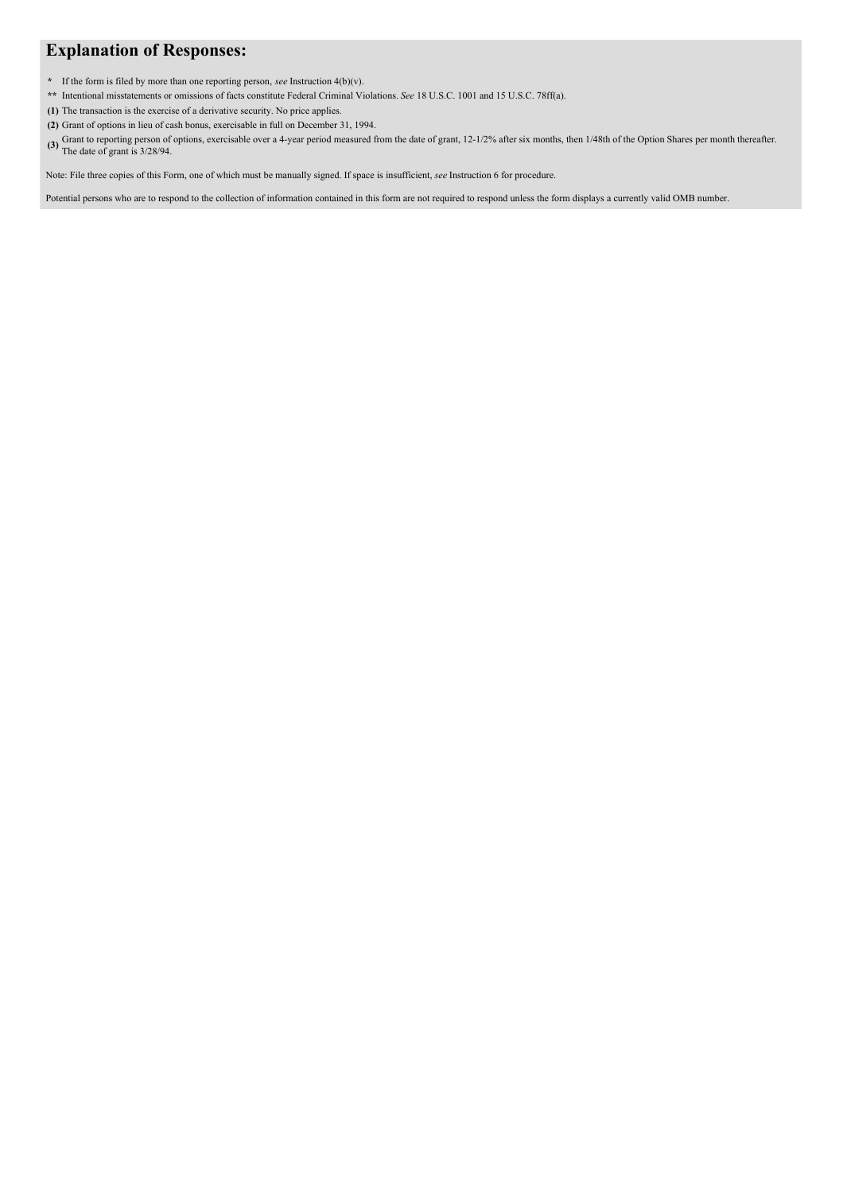## Explanation of Responses:

* If the form is filed by more than one reporting person, *see* Instruction 4(b)(v).

** Intentional misstatements or omissions of facts constitute Federal Criminal Violations. *See* 18 U.S.C. 1001 and 15 U.S.C. 78ff(a).

**(1)** The transaction is the exercise of a derivative security. No price applies.

**(2)** Grant of options in lieu of cash bonus, exercisable in full on December 31, 1994.

**(3)** Grant to reporting person of options, exercisable over a 4-year period measured from the date of grant, 12-1/2% after six months, then 1/48th of the Option Shares per month thereafter. The date of grant is 3/28/94.

Note: File three copies of this Form, one of which must be manually signed. If space is insufficient, *see* Instruction 6 for procedure.

Potential persons who are to respond to the collection of information contained in this form are not required to respond unless the form displays a currently valid OMB number.